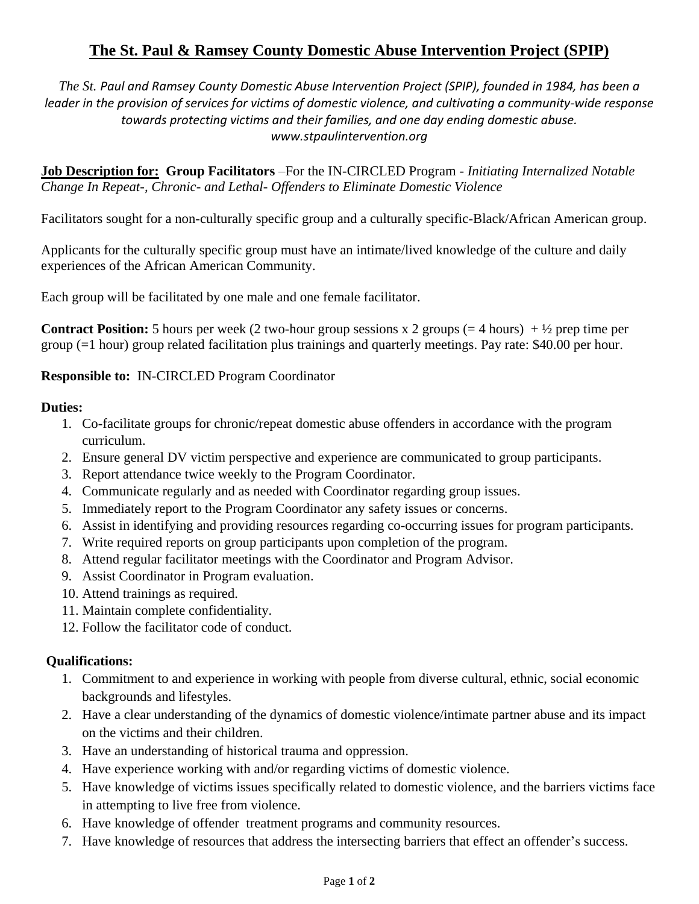# The St. Paul & Ramsey County Domestic Abuse Intervention Project (SPIP)

*The St. Paul and Ramsey County Domestic Abuse Intervention Project (SPIP), founded in 1984, has been a leader in the provision of services for victims of domestic violence, and cultivating a community-wide response towards protecting victims and their families, and one day ending domestic abuse. www.stpaulintervention.org*

**Job Description for:** **Group Facilitators** –For the IN-CIRCLED Program - *Initiating Internalized Notable Change In Repeat-, Chronic- and Lethal- Offenders to Eliminate Domestic Violence*

Facilitators sought for a non-culturally specific group and a culturally specific-Black/African American group.

Applicants for the culturally specific group must have an intimate/lived knowledge of the culture and daily experiences of the African American Community.

Each group will be facilitated by one male and one female facilitator.

**Contract Position:** 5 hours per week (2 two-hour group sessions x 2 groups (= 4 hours) + ½ prep time per group (=1 hour) group related facilitation plus trainings and quarterly meetings. Pay rate: $40.00 per hour.

**Responsible to:** IN-CIRCLED Program Coordinator

**Duties:**

1. Co-facilitate groups for chronic/repeat domestic abuse offenders in accordance with the program curriculum.
2. Ensure general DV victim perspective and experience are communicated to group participants.
3. Report attendance twice weekly to the Program Coordinator.
4. Communicate regularly and as needed with Coordinator regarding group issues.
5. Immediately report to the Program Coordinator any safety issues or concerns.
6. Assist in identifying and providing resources regarding co-occurring issues for program participants.
7. Write required reports on group participants upon completion of the program.
8. Attend regular facilitator meetings with the Coordinator and Program Advisor.
9. Assist Coordinator in Program evaluation.
10. Attend trainings as required.
11. Maintain complete confidentiality.
12. Follow the facilitator code of conduct.

**Qualifications:**

1. Commitment to and experience in working with people from diverse cultural, ethnic, social economic backgrounds and lifestyles.
2. Have a clear understanding of the dynamics of domestic violence/intimate partner abuse and its impact on the victims and their children.
3. Have an understanding of historical trauma and oppression.
4. Have experience working with and/or regarding victims of domestic violence.
5. Have knowledge of victims issues specifically related to domestic violence, and the barriers victims face in attempting to live free from violence.
6. Have knowledge of offender treatment programs and community resources.
7. Have knowledge of resources that address the intersecting barriers that effect an offender's success.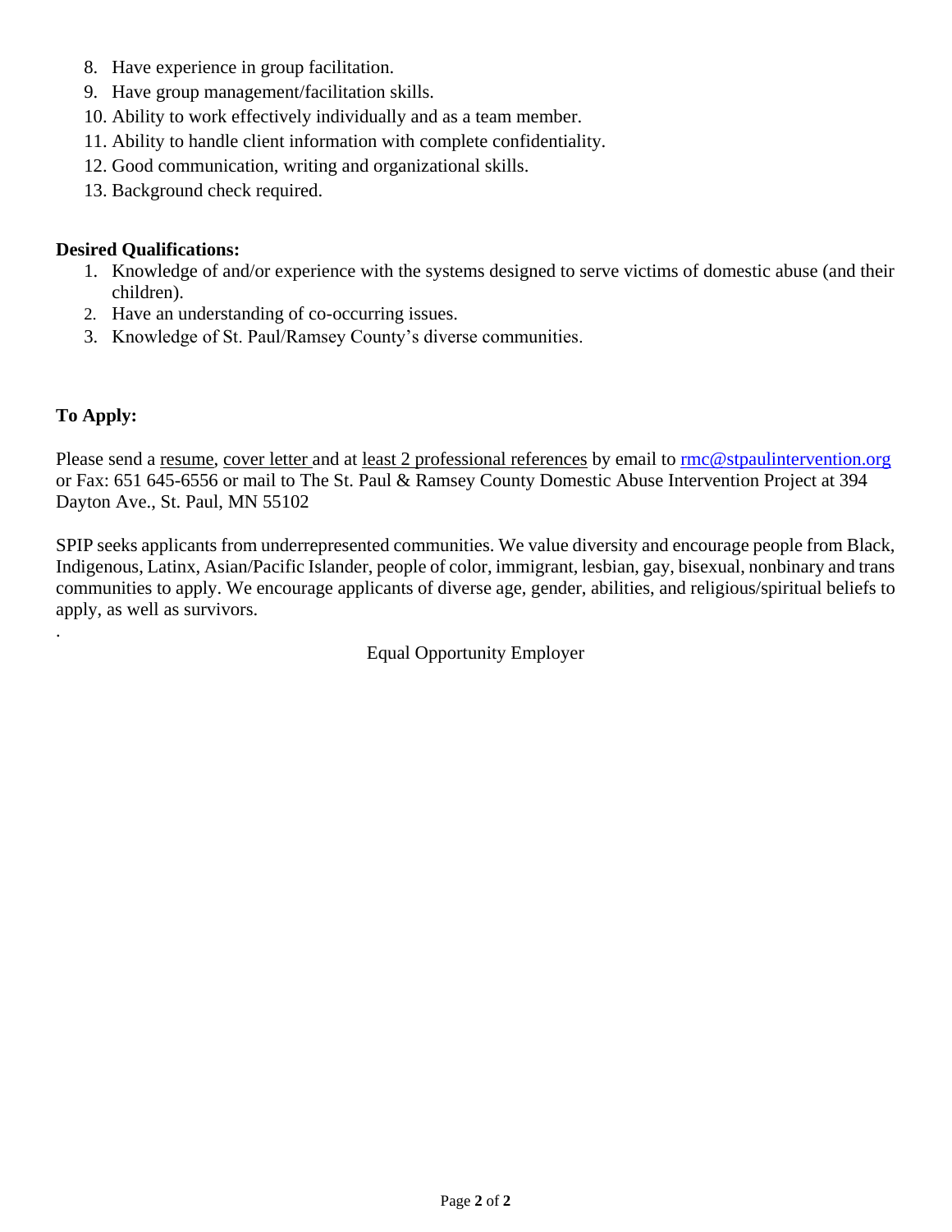8. Have experience in group facilitation.
9. Have group management/facilitation skills.
10. Ability to work effectively individually and as a team member.
11. Ability to handle client information with complete confidentiality.
12. Good communication, writing and organizational skills.
13. Background check required.

**Desired Qualifications:**

1. Knowledge of and/or experience with the systems designed to serve victims of domestic abuse (and their children).
2. Have an understanding of co-occurring issues.
3. Knowledge of St. Paul/Ramsey County's diverse communities.

**To Apply:**

Please send a resume, cover letter and at least 2 professional references by email to rmc@stpaulintervention.org or Fax: 651 645-6556 or mail to The St. Paul & Ramsey County Domestic Abuse Intervention Project at 394 Dayton Ave., St. Paul, MN 55102

SPIP seeks applicants from underrepresented communities. We value diversity and encourage people from Black, Indigenous, Latinx, Asian/Pacific Islander, people of color, immigrant, lesbian, gay, bisexual, nonbinary and trans communities to apply. We encourage applicants of diverse age, gender, abilities, and religious/spiritual beliefs to apply, as well as survivors.

.

Equal Opportunity Employer